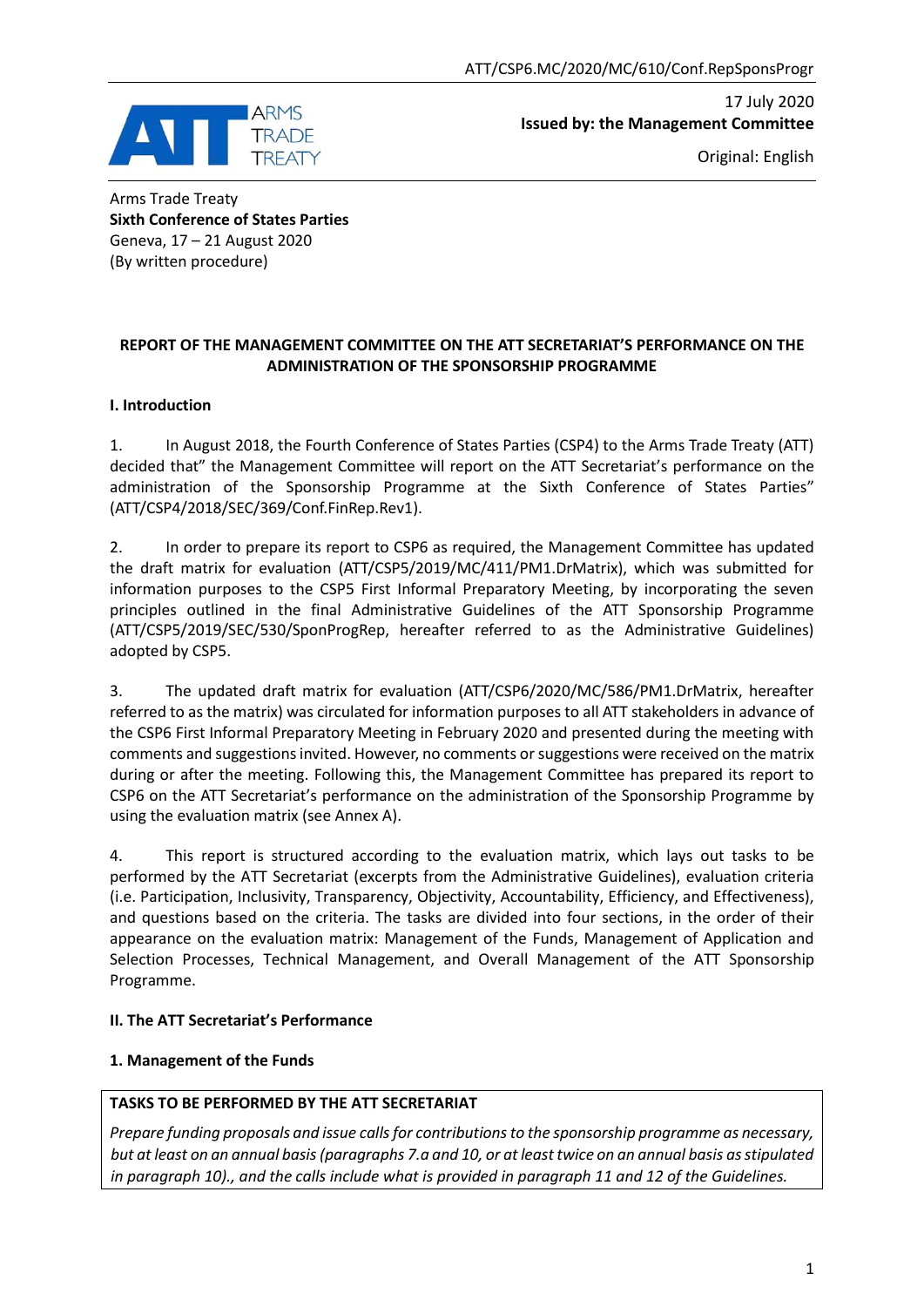ATT/CSP6.MC/2020/MC/610/Conf.RepSponsProgr

17 July 2020
**Issued by: the Management Committee**

Original: English

Arms Trade Treaty
**Sixth Conference of States Parties**
Geneva, 17 – 21 August 2020
(By written procedure)

**REPORT OF THE MANAGEMENT COMMITTEE ON THE ATT SECRETARIAT'S PERFORMANCE ON THE ADMINISTRATION OF THE SPONSORSHIP PROGRAMME**

**I. Introduction**

1. In August 2018, the Fourth Conference of States Parties (CSP4) to the Arms Trade Treaty (ATT) decided that" the Management Committee will report on the ATT Secretariat's performance on the administration of the Sponsorship Programme at the Sixth Conference of States Parties" (ATT/CSP4/2018/SEC/369/Conf.FinRep.Rev1).

2. In order to prepare its report to CSP6 as required, the Management Committee has updated the draft matrix for evaluation (ATT/CSP5/2019/MC/411/PM1.DrMatrix), which was submitted for information purposes to the CSP5 First Informal Preparatory Meeting, by incorporating the seven principles outlined in the final Administrative Guidelines of the ATT Sponsorship Programme (ATT/CSP5/2019/SEC/530/SponProgRep, hereafter referred to as the Administrative Guidelines) adopted by CSP5.

3. The updated draft matrix for evaluation (ATT/CSP6/2020/MC/586/PM1.DrMatrix, hereafter referred to as the matrix) was circulated for information purposes to all ATT stakeholders in advance of the CSP6 First Informal Preparatory Meeting in February 2020 and presented during the meeting with comments and suggestions invited. However, no comments or suggestions were received on the matrix during or after the meeting. Following this, the Management Committee has prepared its report to CSP6 on the ATT Secretariat's performance on the administration of the Sponsorship Programme by using the evaluation matrix (see Annex A).

4. This report is structured according to the evaluation matrix, which lays out tasks to be performed by the ATT Secretariat (excerpts from the Administrative Guidelines), evaluation criteria (i.e. Participation, Inclusivity, Transparency, Objectivity, Accountability, Efficiency, and Effectiveness), and questions based on the criteria. The tasks are divided into four sections, in the order of their appearance on the evaluation matrix: Management of the Funds, Management of Application and Selection Processes, Technical Management, and Overall Management of the ATT Sponsorship Programme.

**II. The ATT Secretariat's Performance**

**1. Management of the Funds**

| TASKS TO BE PERFORMED BY THE ATT SECRETARIAT |
|---|
| *Prepare funding proposals and issue calls for contributions to the sponsorship programme as necessary, but at least on an annual basis (paragraphs 7.a and 10, or at least twice on an annual basis as stipulated in paragraph 10)., and the calls include what is provided in paragraph 11 and 12 of the Guidelines.* |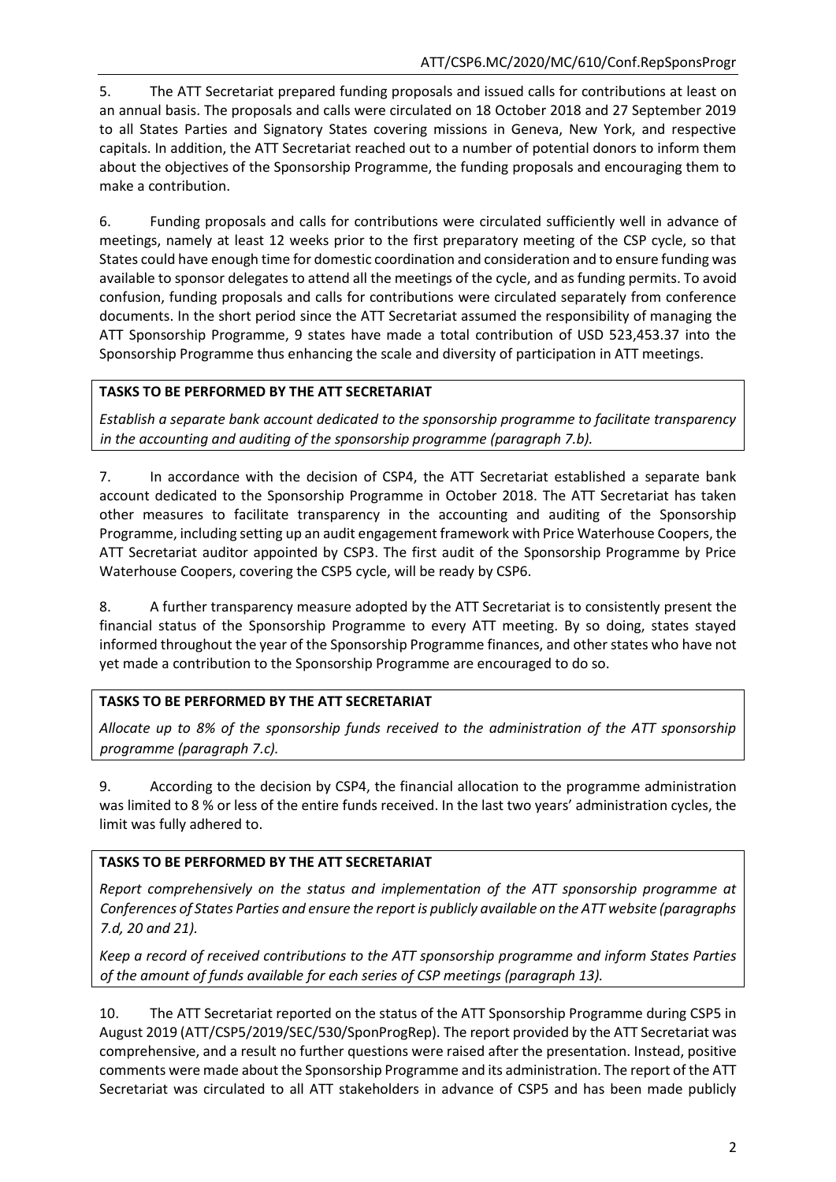5. The ATT Secretariat prepared funding proposals and issued calls for contributions at least on an annual basis. The proposals and calls were circulated on 18 October 2018 and 27 September 2019 to all States Parties and Signatory States covering missions in Geneva, New York, and respective capitals. In addition, the ATT Secretariat reached out to a number of potential donors to inform them about the objectives of the Sponsorship Programme, the funding proposals and encouraging them to make a contribution.

6. Funding proposals and calls for contributions were circulated sufficiently well in advance of meetings, namely at least 12 weeks prior to the first preparatory meeting of the CSP cycle, so that States could have enough time for domestic coordination and consideration and to ensure funding was available to sponsor delegates to attend all the meetings of the cycle, and as funding permits. To avoid confusion, funding proposals and calls for contributions were circulated separately from conference documents. In the short period since the ATT Secretariat assumed the responsibility of managing the ATT Sponsorship Programme, 9 states have made a total contribution of USD 523,453.37 into the Sponsorship Programme thus enhancing the scale and diversity of participation in ATT meetings.

**TASKS TO BE PERFORMED BY THE ATT SECRETARIAT**

*Establish a separate bank account dedicated to the sponsorship programme to facilitate transparency in the accounting and auditing of the sponsorship programme (paragraph 7.b).*

7. In accordance with the decision of CSP4, the ATT Secretariat established a separate bank account dedicated to the Sponsorship Programme in October 2018. The ATT Secretariat has taken other measures to facilitate transparency in the accounting and auditing of the Sponsorship Programme, including setting up an audit engagement framework with Price Waterhouse Coopers, the ATT Secretariat auditor appointed by CSP3. The first audit of the Sponsorship Programme by Price Waterhouse Coopers, covering the CSP5 cycle, will be ready by CSP6.

8. A further transparency measure adopted by the ATT Secretariat is to consistently present the financial status of the Sponsorship Programme to every ATT meeting. By so doing, states stayed informed throughout the year of the Sponsorship Programme finances, and other states who have not yet made a contribution to the Sponsorship Programme are encouraged to do so.

**TASKS TO BE PERFORMED BY THE ATT SECRETARIAT**

*Allocate up to 8% of the sponsorship funds received to the administration of the ATT sponsorship programme (paragraph 7.c).*

9. According to the decision by CSP4, the financial allocation to the programme administration was limited to 8 % or less of the entire funds received. In the last two years' administration cycles, the limit was fully adhered to.

**TASKS TO BE PERFORMED BY THE ATT SECRETARIAT**

*Report comprehensively on the status and implementation of the ATT sponsorship programme at Conferences of States Parties and ensure the report is publicly available on the ATT website (paragraphs 7.d, 20 and 21).*

*Keep a record of received contributions to the ATT sponsorship programme and inform States Parties of the amount of funds available for each series of CSP meetings (paragraph 13).*

10. The ATT Secretariat reported on the status of the ATT Sponsorship Programme during CSP5 in August 2019 (ATT/CSP5/2019/SEC/530/SponProgRep). The report provided by the ATT Secretariat was comprehensive, and a result no further questions were raised after the presentation. Instead, positive comments were made about the Sponsorship Programme and its administration. The report of the ATT Secretariat was circulated to all ATT stakeholders in advance of CSP5 and has been made publicly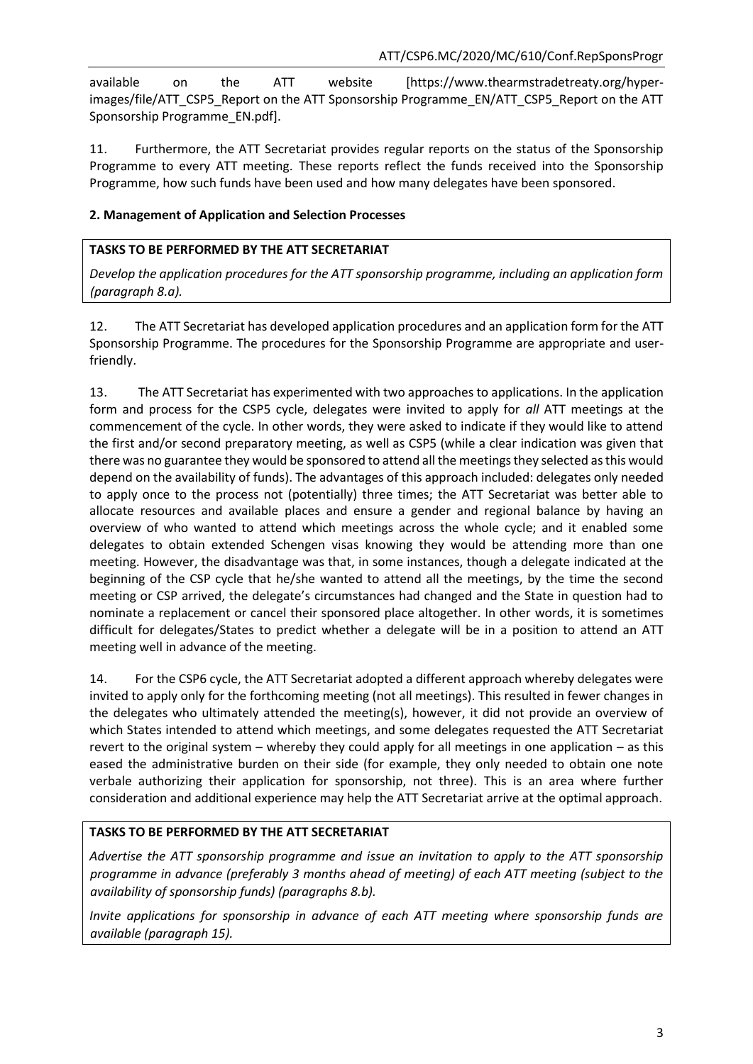available on the ATT website [https://www.thearmstradetreaty.org/hyper-images/file/ATT_CSP5_Report on the ATT Sponsorship Programme_EN/ATT_CSP5_Report on the ATT Sponsorship Programme_EN.pdf].

11. Furthermore, the ATT Secretariat provides regular reports on the status of the Sponsorship Programme to every ATT meeting. These reports reflect the funds received into the Sponsorship Programme, how such funds have been used and how many delegates have been sponsored.

**2. Management of Application and Selection Processes**

> **TASKS TO BE PERFORMED BY THE ATT SECRETARIAT**
>
> *Develop the application procedures for the ATT sponsorship programme, including an application form (paragraph 8.a).*

12. The ATT Secretariat has developed application procedures and an application form for the ATT Sponsorship Programme. The procedures for the Sponsorship Programme are appropriate and user-friendly.

13. The ATT Secretariat has experimented with two approaches to applications. In the application form and process for the CSP5 cycle, delegates were invited to apply for *all* ATT meetings at the commencement of the cycle. In other words, they were asked to indicate if they would like to attend the first and/or second preparatory meeting, as well as CSP5 (while a clear indication was given that there was no guarantee they would be sponsored to attend all the meetings they selected as this would depend on the availability of funds). The advantages of this approach included: delegates only needed to apply once to the process not (potentially) three times; the ATT Secretariat was better able to allocate resources and available places and ensure a gender and regional balance by having an overview of who wanted to attend which meetings across the whole cycle; and it enabled some delegates to obtain extended Schengen visas knowing they would be attending more than one meeting. However, the disadvantage was that, in some instances, though a delegate indicated at the beginning of the CSP cycle that he/she wanted to attend all the meetings, by the time the second meeting or CSP arrived, the delegate's circumstances had changed and the State in question had to nominate a replacement or cancel their sponsored place altogether. In other words, it is sometimes difficult for delegates/States to predict whether a delegate will be in a position to attend an ATT meeting well in advance of the meeting.

14. For the CSP6 cycle, the ATT Secretariat adopted a different approach whereby delegates were invited to apply only for the forthcoming meeting (not all meetings). This resulted in fewer changes in the delegates who ultimately attended the meeting(s), however, it did not provide an overview of which States intended to attend which meetings, and some delegates requested the ATT Secretariat revert to the original system – whereby they could apply for all meetings in one application – as this eased the administrative burden on their side (for example, they only needed to obtain one note verbale authorizing their application for sponsorship, not three). This is an area where further consideration and additional experience may help the ATT Secretariat arrive at the optimal approach.

> **TASKS TO BE PERFORMED BY THE ATT SECRETARIAT**
>
> *Advertise the ATT sponsorship programme and issue an invitation to apply to the ATT sponsorship programme in advance (preferably 3 months ahead of meeting) of each ATT meeting (subject to the availability of sponsorship funds) (paragraphs 8.b).*
>
> *Invite applications for sponsorship in advance of each ATT meeting where sponsorship funds are available (paragraph 15).*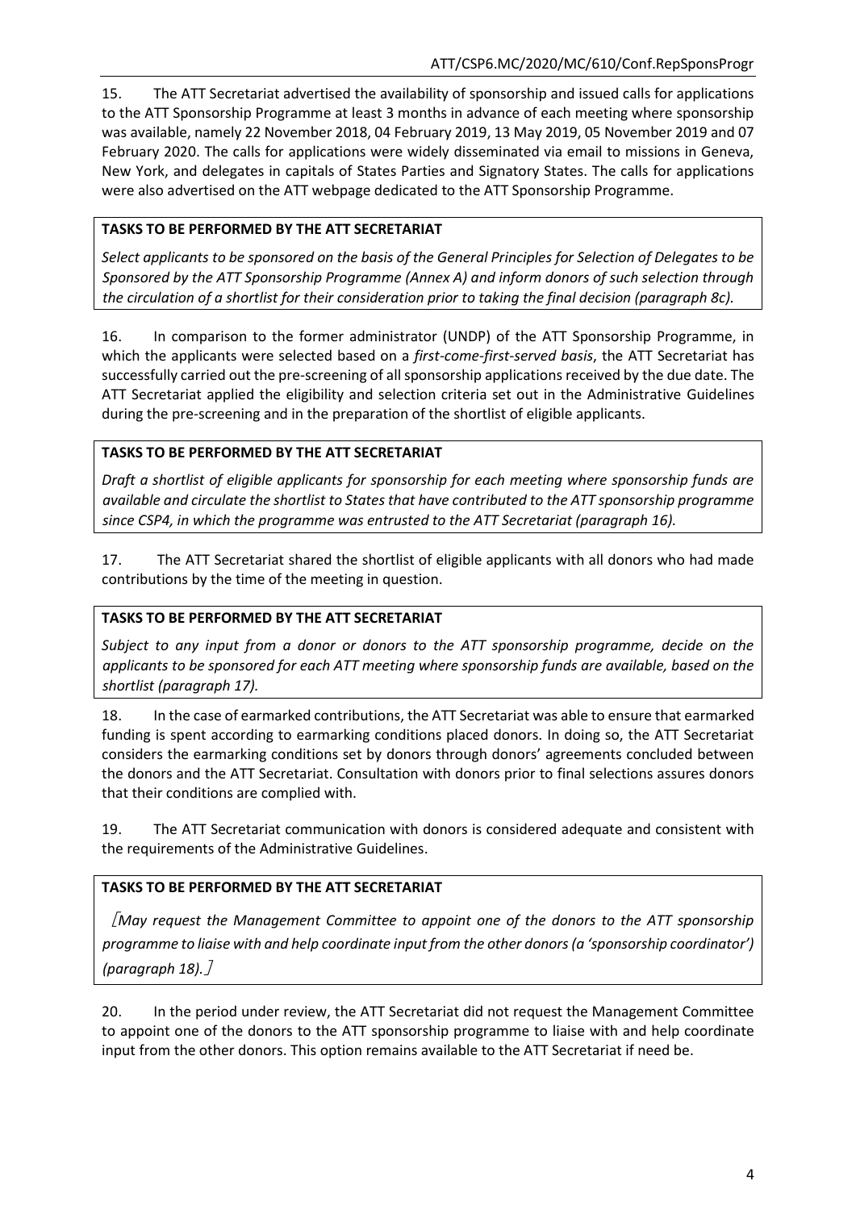15. The ATT Secretariat advertised the availability of sponsorship and issued calls for applications to the ATT Sponsorship Programme at least 3 months in advance of each meeting where sponsorship was available, namely 22 November 2018, 04 February 2019, 13 May 2019, 05 November 2019 and 07 February 2020. The calls for applications were widely disseminated via email to missions in Geneva, New York, and delegates in capitals of States Parties and Signatory States. The calls for applications were also advertised on the ATT webpage dedicated to the ATT Sponsorship Programme.

> **TASKS TO BE PERFORMED BY THE ATT SECRETARIAT**
>
> *Select applicants to be sponsored on the basis of the General Principles for Selection of Delegates to be Sponsored by the ATT Sponsorship Programme (Annex A) and inform donors of such selection through the circulation of a shortlist for their consideration prior to taking the final decision (paragraph 8c).*

16. In comparison to the former administrator (UNDP) of the ATT Sponsorship Programme, in which the applicants were selected based on a *first-come-first-served basis*, the ATT Secretariat has successfully carried out the pre-screening of all sponsorship applications received by the due date. The ATT Secretariat applied the eligibility and selection criteria set out in the Administrative Guidelines during the pre-screening and in the preparation of the shortlist of eligible applicants.

> **TASKS TO BE PERFORMED BY THE ATT SECRETARIAT**
>
> *Draft a shortlist of eligible applicants for sponsorship for each meeting where sponsorship funds are available and circulate the shortlist to States that have contributed to the ATT sponsorship programme since CSP4, in which the programme was entrusted to the ATT Secretariat (paragraph 16).*

17. The ATT Secretariat shared the shortlist of eligible applicants with all donors who had made contributions by the time of the meeting in question.

> **TASKS TO BE PERFORMED BY THE ATT SECRETARIAT**
>
> *Subject to any input from a donor or donors to the ATT sponsorship programme, decide on the applicants to be sponsored for each ATT meeting where sponsorship funds are available, based on the shortlist (paragraph 17).*

18. In the case of earmarked contributions, the ATT Secretariat was able to ensure that earmarked funding is spent according to earmarking conditions placed donors. In doing so, the ATT Secretariat considers the earmarking conditions set by donors through donors' agreements concluded between the donors and the ATT Secretariat. Consultation with donors prior to final selections assures donors that their conditions are complied with.

19. The ATT Secretariat communication with donors is considered adequate and consistent with the requirements of the Administrative Guidelines.

> **TASKS TO BE PERFORMED BY THE ATT SECRETARIAT**
>
> *[May request the Management Committee to appoint one of the donors to the ATT sponsorship programme to liaise with and help coordinate input from the other donors (a 'sponsorship coordinator') (paragraph 18).]*

20. In the period under review, the ATT Secretariat did not request the Management Committee to appoint one of the donors to the ATT sponsorship programme to liaise with and help coordinate input from the other donors. This option remains available to the ATT Secretariat if need be.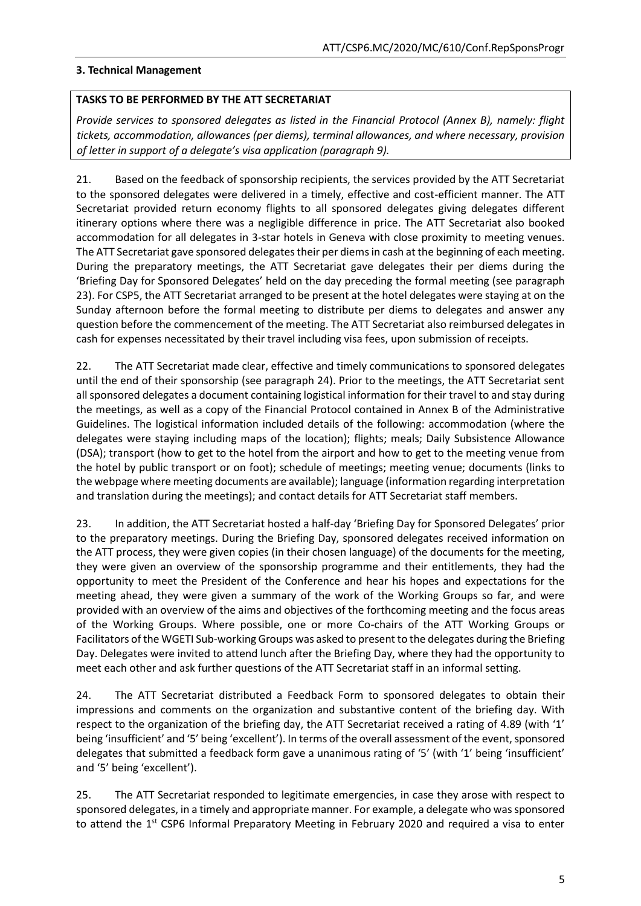### 3. Technical Management

> **TASKS TO BE PERFORMED BY THE ATT SECRETARIAT**
>
> *Provide services to sponsored delegates as listed in the Financial Protocol (Annex B), namely: flight tickets, accommodation, allowances (per diems), terminal allowances, and where necessary, provision of letter in support of a delegate's visa application (paragraph 9).*

21. Based on the feedback of sponsorship recipients, the services provided by the ATT Secretariat to the sponsored delegates were delivered in a timely, effective and cost-efficient manner. The ATT Secretariat provided return economy flights to all sponsored delegates giving delegates different itinerary options where there was a negligible difference in price. The ATT Secretariat also booked accommodation for all delegates in 3-star hotels in Geneva with close proximity to meeting venues. The ATT Secretariat gave sponsored delegates their per diems in cash at the beginning of each meeting. During the preparatory meetings, the ATT Secretariat gave delegates their per diems during the 'Briefing Day for Sponsored Delegates' held on the day preceding the formal meeting (see paragraph 23). For CSP5, the ATT Secretariat arranged to be present at the hotel delegates were staying at on the Sunday afternoon before the formal meeting to distribute per diems to delegates and answer any question before the commencement of the meeting. The ATT Secretariat also reimbursed delegates in cash for expenses necessitated by their travel including visa fees, upon submission of receipts.

22. The ATT Secretariat made clear, effective and timely communications to sponsored delegates until the end of their sponsorship (see paragraph 24). Prior to the meetings, the ATT Secretariat sent all sponsored delegates a document containing logistical information for their travel to and stay during the meetings, as well as a copy of the Financial Protocol contained in Annex B of the Administrative Guidelines. The logistical information included details of the following: accommodation (where the delegates were staying including maps of the location); flights; meals; Daily Subsistence Allowance (DSA); transport (how to get to the hotel from the airport and how to get to the meeting venue from the hotel by public transport or on foot); schedule of meetings; meeting venue; documents (links to the webpage where meeting documents are available); language (information regarding interpretation and translation during the meetings); and contact details for ATT Secretariat staff members.

23. In addition, the ATT Secretariat hosted a half-day 'Briefing Day for Sponsored Delegates' prior to the preparatory meetings. During the Briefing Day, sponsored delegates received information on the ATT process, they were given copies (in their chosen language) of the documents for the meeting, they were given an overview of the sponsorship programme and their entitlements, they had the opportunity to meet the President of the Conference and hear his hopes and expectations for the meeting ahead, they were given a summary of the work of the Working Groups so far, and were provided with an overview of the aims and objectives of the forthcoming meeting and the focus areas of the Working Groups. Where possible, one or more Co-chairs of the ATT Working Groups or Facilitators of the WGETI Sub-working Groups was asked to present to the delegates during the Briefing Day. Delegates were invited to attend lunch after the Briefing Day, where they had the opportunity to meet each other and ask further questions of the ATT Secretariat staff in an informal setting.

24. The ATT Secretariat distributed a Feedback Form to sponsored delegates to obtain their impressions and comments on the organization and substantive content of the briefing day. With respect to the organization of the briefing day, the ATT Secretariat received a rating of 4.89 (with '1' being 'insufficient' and '5' being 'excellent'). In terms of the overall assessment of the event, sponsored delegates that submitted a feedback form gave a unanimous rating of '5' (with '1' being 'insufficient' and '5' being 'excellent').

25. The ATT Secretariat responded to legitimate emergencies, in case they arose with respect to sponsored delegates, in a timely and appropriate manner. For example, a delegate who was sponsored to attend the 1st CSP6 Informal Preparatory Meeting in February 2020 and required a visa to enter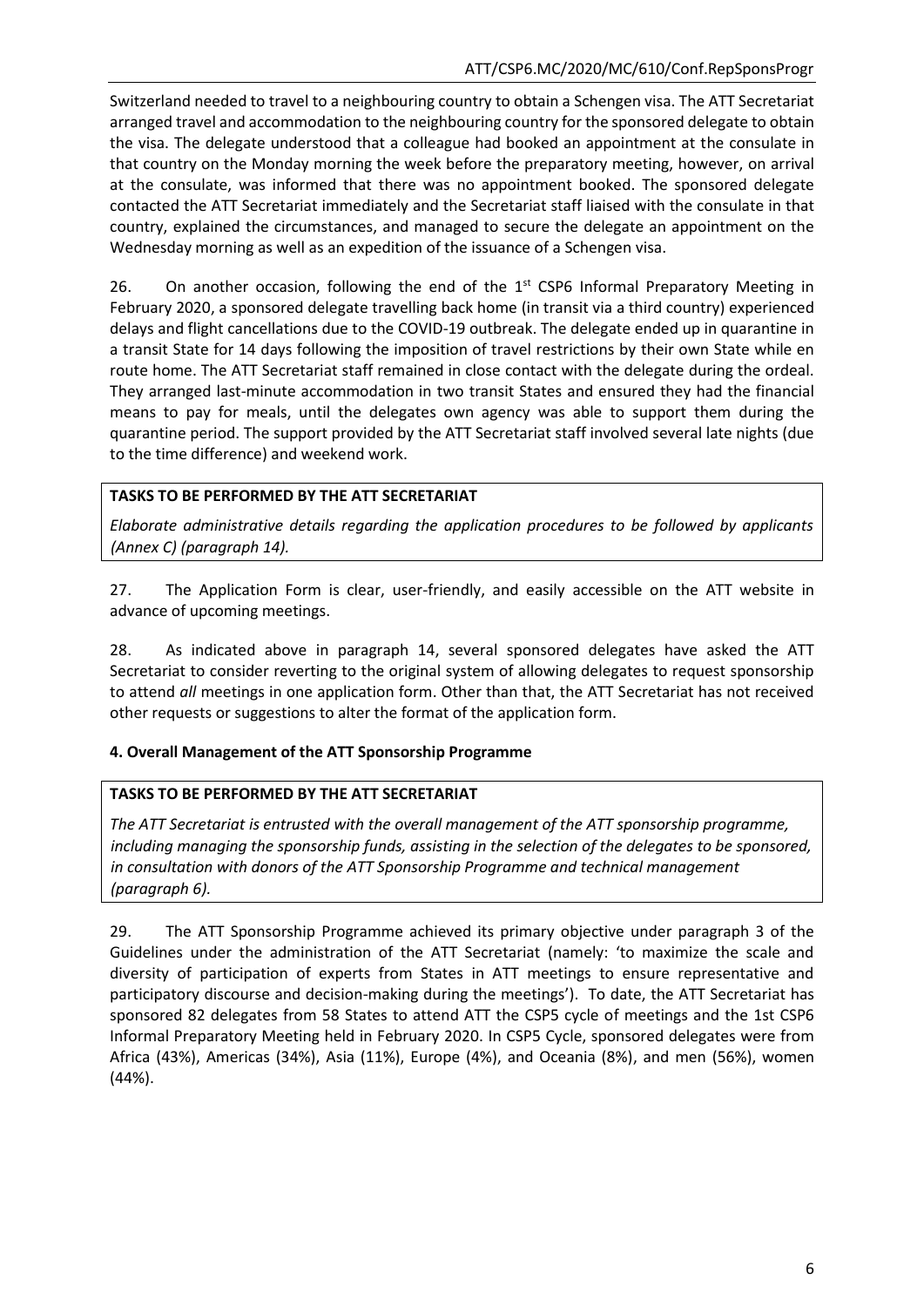Switzerland needed to travel to a neighbouring country to obtain a Schengen visa. The ATT Secretariat arranged travel and accommodation to the neighbouring country for the sponsored delegate to obtain the visa. The delegate understood that a colleague had booked an appointment at the consulate in that country on the Monday morning the week before the preparatory meeting, however, on arrival at the consulate, was informed that there was no appointment booked. The sponsored delegate contacted the ATT Secretariat immediately and the Secretariat staff liaised with the consulate in that country, explained the circumstances, and managed to secure the delegate an appointment on the Wednesday morning as well as an expedition of the issuance of a Schengen visa.

26. On another occasion, following the end of the 1st CSP6 Informal Preparatory Meeting in February 2020, a sponsored delegate travelling back home (in transit via a third country) experienced delays and flight cancellations due to the COVID-19 outbreak. The delegate ended up in quarantine in a transit State for 14 days following the imposition of travel restrictions by their own State while en route home. The ATT Secretariat staff remained in close contact with the delegate during the ordeal. They arranged last-minute accommodation in two transit States and ensured they had the financial means to pay for meals, until the delegates own agency was able to support them during the quarantine period. The support provided by the ATT Secretariat staff involved several late nights (due to the time difference) and weekend work.

| **TASKS TO BE PERFORMED BY THE ATT SECRETARIAT** |
|---|
| *Elaborate administrative details regarding the application procedures to be followed by applicants (Annex C) (paragraph 14).* |

27. The Application Form is clear, user-friendly, and easily accessible on the ATT website in advance of upcoming meetings.

28. As indicated above in paragraph 14, several sponsored delegates have asked the ATT Secretariat to consider reverting to the original system of allowing delegates to request sponsorship to attend *all* meetings in one application form. Other than that, the ATT Secretariat has not received other requests or suggestions to alter the format of the application form.

## 4. Overall Management of the ATT Sponsorship Programme

| **TASKS TO BE PERFORMED BY THE ATT SECRETARIAT** |
|---|
| *The ATT Secretariat is entrusted with the overall management of the ATT sponsorship programme, including managing the sponsorship funds, assisting in the selection of the delegates to be sponsored, in consultation with donors of the ATT Sponsorship Programme and technical management (paragraph 6).* |

29. The ATT Sponsorship Programme achieved its primary objective under paragraph 3 of the Guidelines under the administration of the ATT Secretariat (namely: 'to maximize the scale and diversity of participation of experts from States in ATT meetings to ensure representative and participatory discourse and decision-making during the meetings'). To date, the ATT Secretariat has sponsored 82 delegates from 58 States to attend ATT the CSP5 cycle of meetings and the 1st CSP6 Informal Preparatory Meeting held in February 2020. In CSP5 Cycle, sponsored delegates were from Africa (43%), Americas (34%), Asia (11%), Europe (4%), and Oceania (8%), and men (56%), women (44%).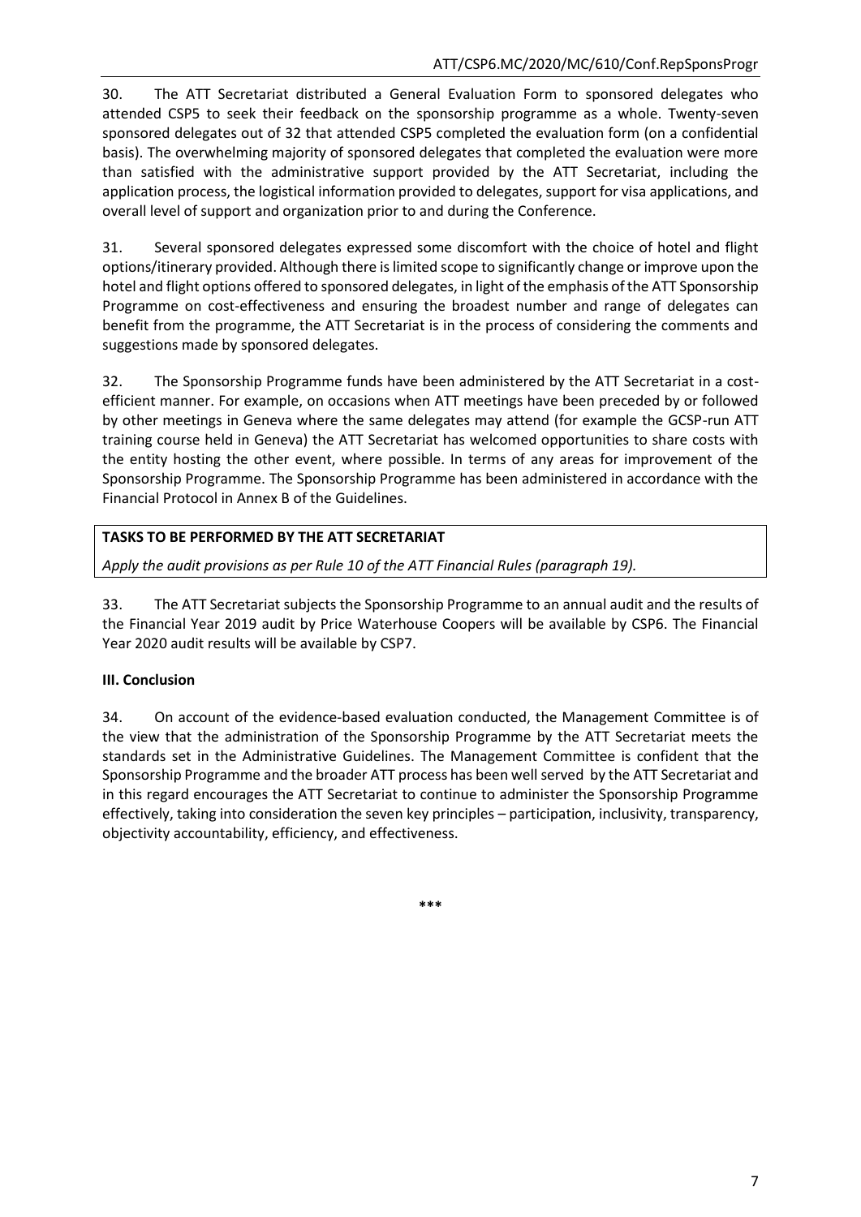30. The ATT Secretariat distributed a General Evaluation Form to sponsored delegates who attended CSP5 to seek their feedback on the sponsorship programme as a whole. Twenty-seven sponsored delegates out of 32 that attended CSP5 completed the evaluation form (on a confidential basis). The overwhelming majority of sponsored delegates that completed the evaluation were more than satisfied with the administrative support provided by the ATT Secretariat, including the application process, the logistical information provided to delegates, support for visa applications, and overall level of support and organization prior to and during the Conference.

31. Several sponsored delegates expressed some discomfort with the choice of hotel and flight options/itinerary provided. Although there is limited scope to significantly change or improve upon the hotel and flight options offered to sponsored delegates, in light of the emphasis of the ATT Sponsorship Programme on cost-effectiveness and ensuring the broadest number and range of delegates can benefit from the programme, the ATT Secretariat is in the process of considering the comments and suggestions made by sponsored delegates.

32. The Sponsorship Programme funds have been administered by the ATT Secretariat in a cost-efficient manner. For example, on occasions when ATT meetings have been preceded by or followed by other meetings in Geneva where the same delegates may attend (for example the GCSP-run ATT training course held in Geneva) the ATT Secretariat has welcomed opportunities to share costs with the entity hosting the other event, where possible. In terms of any areas for improvement of the Sponsorship Programme. The Sponsorship Programme has been administered in accordance with the Financial Protocol in Annex B of the Guidelines.

**TASKS TO BE PERFORMED BY THE ATT SECRETARIAT**

*Apply the audit provisions as per Rule 10 of the ATT Financial Rules (paragraph 19).*

33. The ATT Secretariat subjects the Sponsorship Programme to an annual audit and the results of the Financial Year 2019 audit by Price Waterhouse Coopers will be available by CSP6. The Financial Year 2020 audit results will be available by CSP7.

**III. Conclusion**

34. On account of the evidence-based evaluation conducted, the Management Committee is of the view that the administration of the Sponsorship Programme by the ATT Secretariat meets the standards set in the Administrative Guidelines. The Management Committee is confident that the Sponsorship Programme and the broader ATT process has been well served by the ATT Secretariat and in this regard encourages the ATT Secretariat to continue to administer the Sponsorship Programme effectively, taking into consideration the seven key principles – participation, inclusivity, transparency, objectivity accountability, efficiency, and effectiveness.

***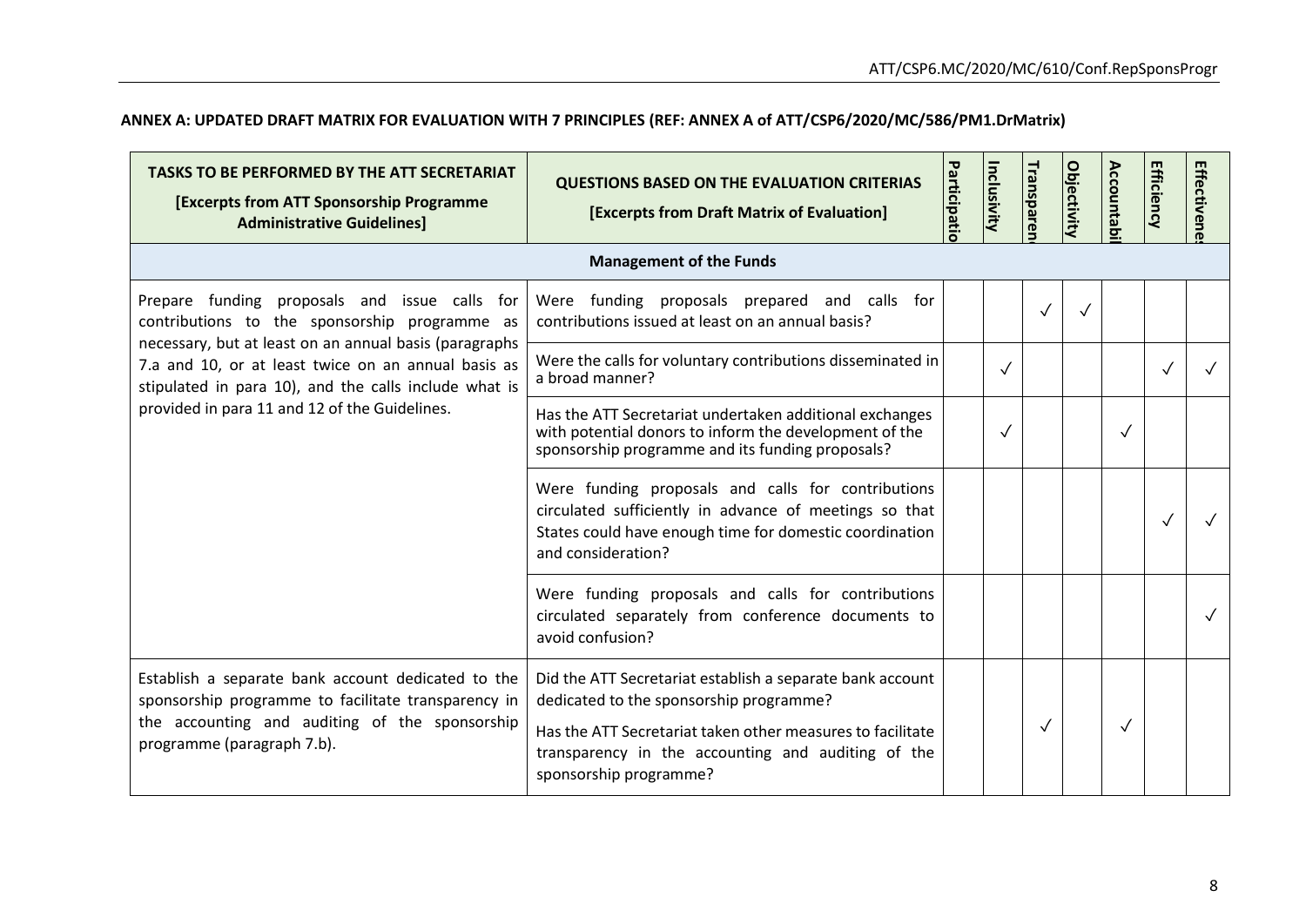**ANNEX A: UPDATED DRAFT MATRIX FOR EVALUATION WITH 7 PRINCIPLES (REF: ANNEX A of ATT/CSP6/2020/MC/586/PM1.DrMatrix)**

| **TASKS TO BE PERFORMED BY THE ATT SECRETARIAT** **[Excerpts from ATT Sponsorship Programme Administrative Guidelines]** | **QUESTIONS BASED ON THE EVALUATION CRITERIAS** **[Excerpts from Draft Matrix of Evaluation]** | **Participatio** | **Inclusivity** | **Transparen** | **Objectivity** | **Accountabi** | **Efficiency** | **Effectivene** |
|---|---|---|---|---|---|---|---|---|
| **Management of the Funds** | | | | | | | | |
| Prepare funding proposals and issue calls for contributions to the sponsorship programme as necessary, but at least on an annual basis (paragraphs 7.a and 10, or at least twice on an annual basis as stipulated in para 10), and the calls include what is provided in para 11 and 12 of the Guidelines. | Were funding proposals prepared and calls for contributions issued at least on an annual basis? | | | ✓ | ✓ | | | |
| | Were the calls for voluntary contributions disseminated in a broad manner? | | ✓ | | | | ✓ | ✓ |
| | Has the ATT Secretariat undertaken additional exchanges with potential donors to inform the development of the sponsorship programme and its funding proposals? | | ✓ | | | ✓ | | |
| | Were funding proposals and calls for contributions circulated sufficiently in advance of meetings so that States could have enough time for domestic coordination and consideration? | | | | | | ✓ | ✓ |
| | Were funding proposals and calls for contributions circulated separately from conference documents to avoid confusion? | | | | | | | ✓ |
| Establish a separate bank account dedicated to the sponsorship programme to facilitate transparency in the accounting and auditing of the sponsorship programme (paragraph 7.b). | Did the ATT Secretariat establish a separate bank account dedicated to the sponsorship programme? Has the ATT Secretariat taken other measures to facilitate transparency in the accounting and auditing of the sponsorship programme? | | | ✓ | | ✓ | | |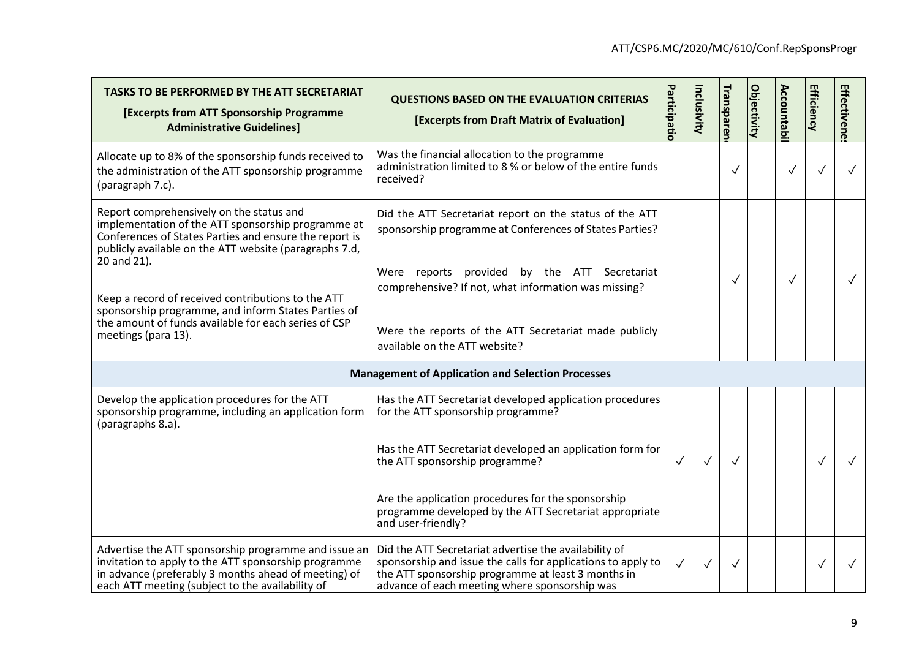| TASKS TO BE PERFORMED BY THE ATT SECRETARIAT [Excerpts from ATT Sponsorship Programme Administrative Guidelines] | QUESTIONS BASED ON THE EVALUATION CRITERIAS [Excerpts from Draft Matrix of Evaluation] | Participation | Inclusivity | Transparency | Objectivity | Accountability | Efficiency | Effectiveness |
|---|---|---|---|---|---|---|---|---|
| Allocate up to 8% of the sponsorship funds received to the administration of the ATT sponsorship programme (paragraph 7.c). | Was the financial allocation to the programme administration limited to 8 % or below of the entire funds received? | | | ✓ | | ✓ | ✓ | ✓ |
| Report comprehensively on the status and implementation of the ATT sponsorship programme at Conferences of States Parties and ensure the report is publicly available on the ATT website (paragraphs 7.d, 20 and 21).<br><br>Keep a record of received contributions to the ATT sponsorship programme, and inform States Parties of the amount of funds available for each series of CSP meetings (para 13). | Did the ATT Secretariat report on the status of the ATT sponsorship programme at Conferences of States Parties?<br><br>Were reports provided by the ATT Secretariat comprehensive? If not, what information was missing?<br><br>Were the reports of the ATT Secretariat made publicly available on the ATT website? | | | ✓ | | ✓ | | ✓ |
| **Management of Application and Selection Processes** | | | | | | | | |
| Develop the application procedures for the ATT sponsorship programme, including an application form (paragraphs 8.a). | Has the ATT Secretariat developed application procedures for the ATT sponsorship programme?<br><br>Has the ATT Secretariat developed an application form for the ATT sponsorship programme?<br><br>Are the application procedures for the sponsorship programme developed by the ATT Secretariat appropriate and user-friendly? | ✓ | ✓ | ✓ | | | ✓ | ✓ |
| Advertise the ATT sponsorship programme and issue an invitation to apply to the ATT sponsorship programme in advance (preferably 3 months ahead of meeting) of each ATT meeting (subject to the availability of | Did the ATT Secretariat advertise the availability of sponsorship and issue the calls for applications to apply to the ATT sponsorship programme at least 3 months in advance of each meeting where sponsorship was | ✓ | ✓ | ✓ | | | ✓ | ✓ |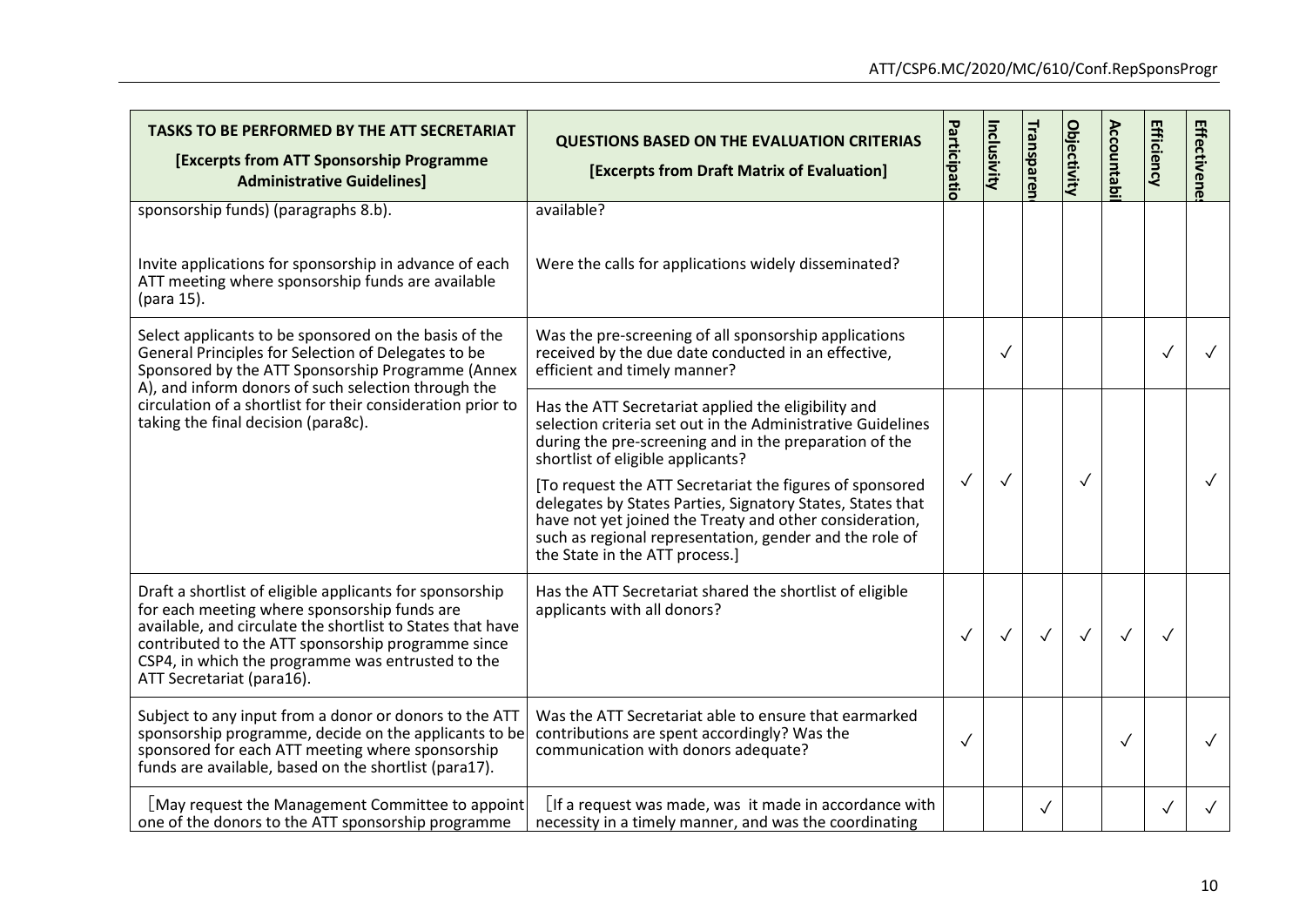| TASKS TO BE PERFORMED BY THE ATT SECRETARIAT [Excerpts from ATT Sponsorship Programme Administrative Guidelines] | QUESTIONS BASED ON THE EVALUATION CRITERIAS [Excerpts from Draft Matrix of Evaluation] | Participatio | Inclusivity | Transparen | Objectivity | Accountabi | Efficiency | Effectivene |
|---|---|---|---|---|---|---|---|---|
| sponsorship funds) (paragraphs 8.b).<br><br>Invite applications for sponsorship in advance of each ATT meeting where sponsorship funds are available (para 15). | available?<br><br>Were the calls for applications widely disseminated? | | | | | | | |
| Select applicants to be sponsored on the basis of the General Principles for Selection of Delegates to be Sponsored by the ATT Sponsorship Programme (Annex A), and inform donors of such selection through the circulation of a shortlist for their consideration prior to taking the final decision (para8c). | Was the pre-screening of all sponsorship applications received by the due date conducted in an effective, efficient and timely manner? | | ✓ | | | | ✓ | ✓ |
| | Has the ATT Secretariat applied the eligibility and selection criteria set out in the Administrative Guidelines during the pre-screening and in the preparation of the shortlist of eligible applicants?<br><br>[To request the ATT Secretariat the figures of sponsored delegates by States Parties, Signatory States, States that have not yet joined the Treaty and other consideration, such as regional representation, gender and the role of the State in the ATT process.] | ✓ | ✓ | | ✓ | | | ✓ |
| Draft a shortlist of eligible applicants for sponsorship for each meeting where sponsorship funds are available, and circulate the shortlist to States that have contributed to the ATT sponsorship programme since CSP4, in which the programme was entrusted to the ATT Secretariat (para16). | Has the ATT Secretariat shared the shortlist of eligible applicants with all donors? | ✓ | ✓ | ✓ | ✓ | ✓ | ✓ | |
| Subject to any input from a donor or donors to the ATT sponsorship programme, decide on the applicants to be sponsored for each ATT meeting where sponsorship funds are available, based on the shortlist (para17). | Was the ATT Secretariat able to ensure that earmarked contributions are spent accordingly? Was the communication with donors adequate? | ✓ | | | | ✓ | | ✓ |
| [May request the Management Committee to appoint one of the donors to the ATT sponsorship programme | [If a request was made, was it made in accordance with necessity in a timely manner, and was the coordinating | | | ✓ | | | ✓ | ✓ |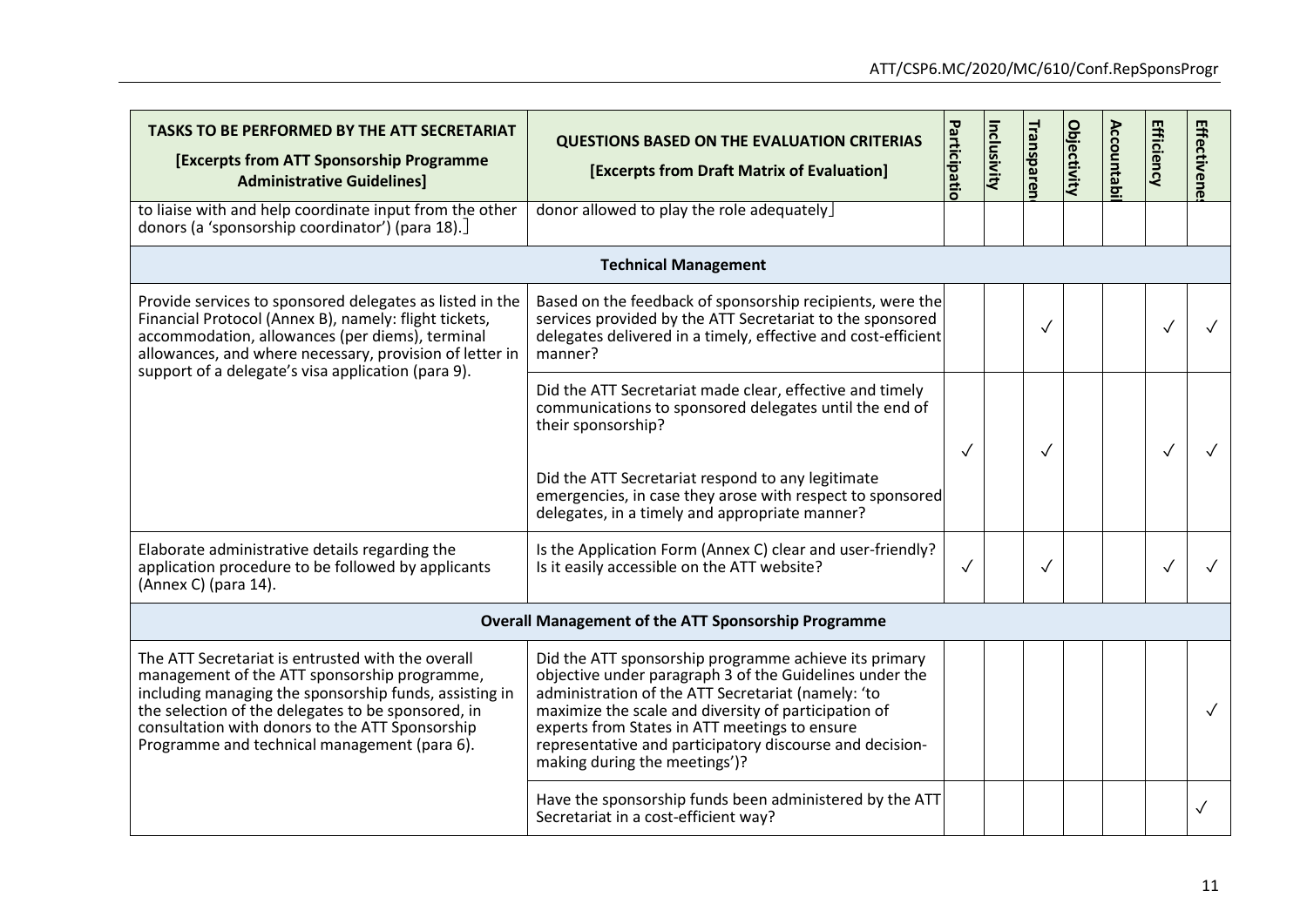| TASKS TO BE PERFORMED BY THE ATT SECRETARIAT [Excerpts from ATT Sponsorship Programme Administrative Guidelines] | QUESTIONS BASED ON THE EVALUATION CRITERIAS [Excerpts from Draft Matrix of Evaluation] | Participatio | Inclusivity | Transparen | Objectivity | Accountabi | Efficiency | Effectivene |
|---|---|---|---|---|---|---|---|---|
| to liaise with and help coordinate input from the other donors (a 'sponsorship coordinator') (para 18).] | donor allowed to play the role adequately] | | | | | | | |
| **Technical Management** | | | | | | | | |
| Provide services to sponsored delegates as listed in the Financial Protocol (Annex B), namely: flight tickets, accommodation, allowances (per diems), terminal allowances, and where necessary, provision of letter in support of a delegate's visa application (para 9). | Based on the feedback of sponsorship recipients, were the services provided by the ATT Secretariat to the sponsored delegates delivered in a timely, effective and cost-efficient manner? | | | ✓ | | | ✓ | ✓ |
| | Did the ATT Secretariat made clear, effective and timely communications to sponsored delegates until the end of their sponsorship? Did the ATT Secretariat respond to any legitimate emergencies, in case they arose with respect to sponsored delegates, in a timely and appropriate manner? | ✓ | | ✓ | | | ✓ | ✓ |
| Elaborate administrative details regarding the application procedure to be followed by applicants (Annex C) (para 14). | Is the Application Form (Annex C) clear and user-friendly? Is it easily accessible on the ATT website? | ✓ | | ✓ | | | ✓ | ✓ |
| **Overall Management of the ATT Sponsorship Programme** | | | | | | | | |
| The ATT Secretariat is entrusted with the overall management of the ATT sponsorship programme, including managing the sponsorship funds, assisting in the selection of the delegates to be sponsored, in consultation with donors to the ATT Sponsorship Programme and technical management (para 6). | Did the ATT sponsorship programme achieve its primary objective under paragraph 3 of the Guidelines under the administration of the ATT Secretariat (namely: 'to maximize the scale and diversity of participation of experts from States in ATT meetings to ensure representative and participatory discourse and decision-making during the meetings')? | | | | | | | ✓ |
| | Have the sponsorship funds been administered by the ATT Secretariat in a cost-efficient way? | | | | | | | ✓ |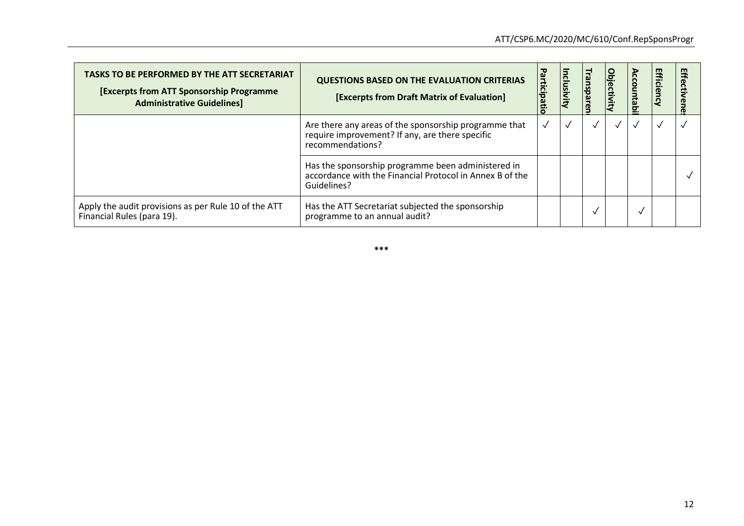| TASKS TO BE PERFORMED BY THE ATT SECRETARIAT<br>[Excerpts from ATT Sponsorship Programme Administrative Guidelines] | QUESTIONS BASED ON THE EVALUATION CRITERIAS<br>[Excerpts from Draft Matrix of Evaluation] | Participatio | Inclusivity | Transparen | Objectivity | Accountabil | Efficiency | Effectivene |
|---|---|---|---|---|---|---|---|---|
| | Are there any areas of the sponsorship programme that require improvement? If any, are there specific recommendations? | √ | √ | √ | √ | √ | √ | √ |
| | Has the sponsorship programme been administered in accordance with the Financial Protocol in Annex B of the Guidelines? | | | | | | | √ |
| Apply the audit provisions as per Rule 10 of the ATT Financial Rules (para 19). | Has the ATT Secretariat subjected the sponsorship programme to an annual audit? | | | √ | | √ | | |

***